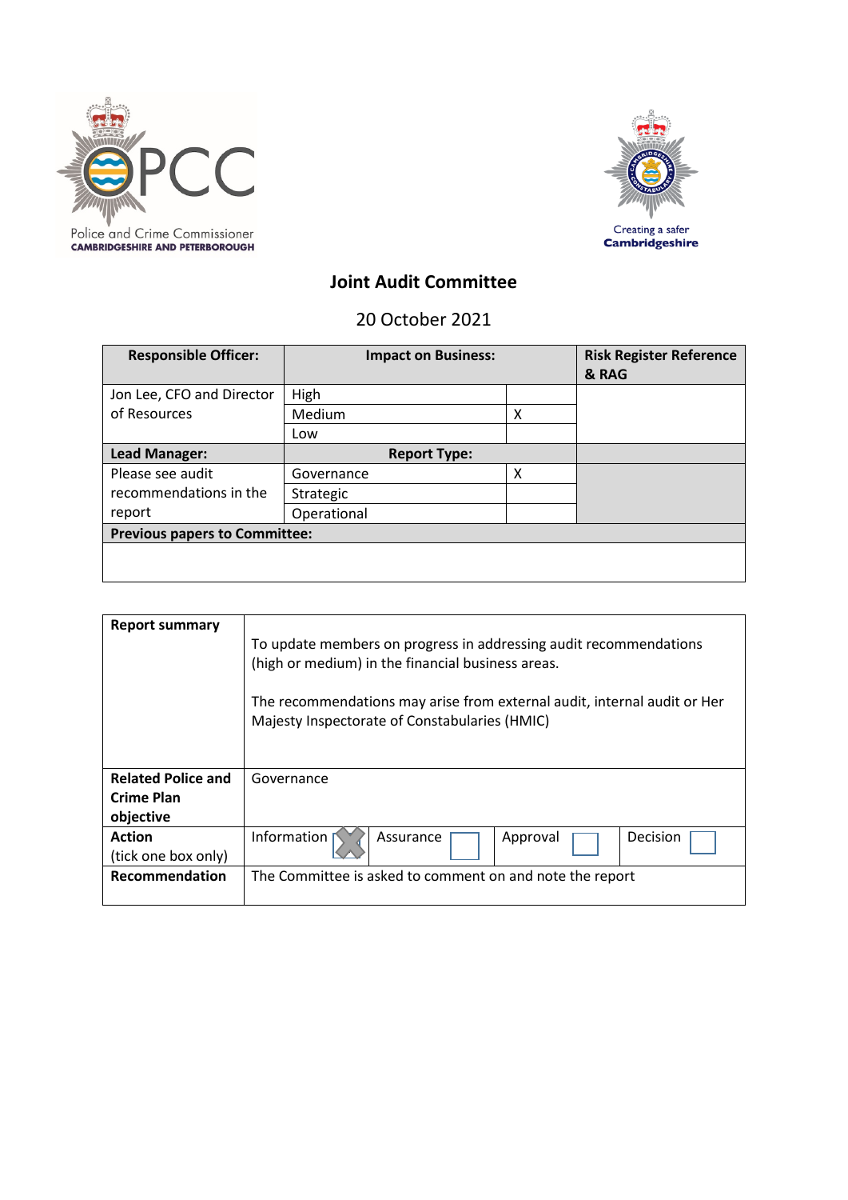# Joint Audit Committee

20 October 2021

| Responsible Officer: | Impact on Business: | | Risk Register Reference & RAG |
|---|---|---|---|
| Jon Lee, CFO and Director of Resources | High | | |
| | Medium | X | |
| | Low | | |
| **Lead Manager:** | **Report Type:** | | |
| Please see audit recommendations in the report | Governance | X | |
| | Strategic | | |
| | Operational | | |
| **Previous papers to Committee:** | | | |
| | | | |

| | | | | |
|---|---|---|---|---|
| **Report summary** | To update members on progress in addressing audit recommendations (high or medium) in the financial business areas.<br><br>The recommendations may arise from external audit, internal audit or Her Majesty Inspectorate of Constabularies (HMIC) | | | |
| **Related Police and Crime Plan objective** | Governance | | | |
| **Action** (tick one box only) | Information X | Assurance | Approval | Decision |
| **Recommendation** | The Committee is asked to comment on and note the report | | | |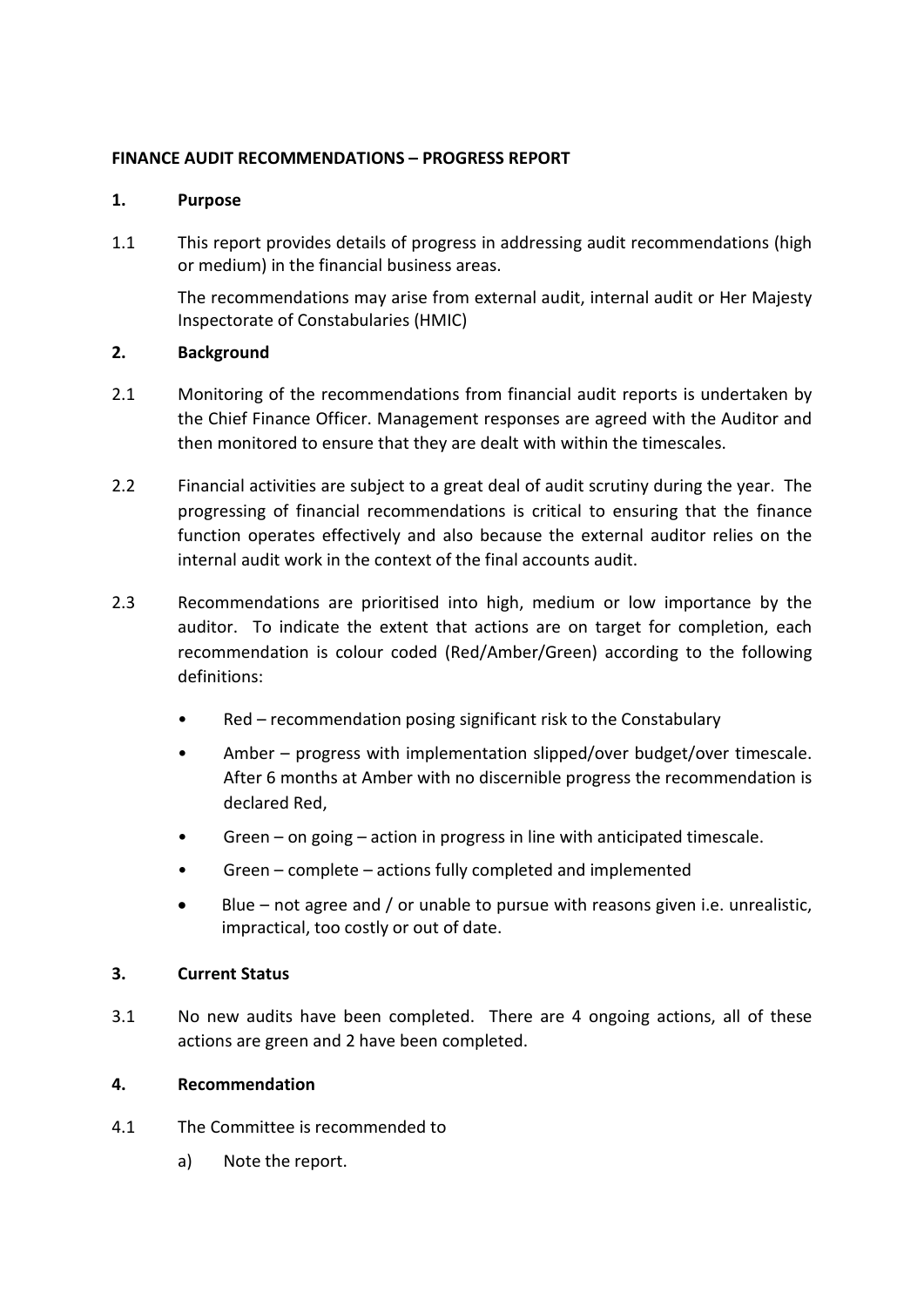**FINANCE AUDIT RECOMMENDATIONS – PROGRESS REPORT**

**1. Purpose**

1.1 This report provides details of progress in addressing audit recommendations (high or medium) in the financial business areas.

The recommendations may arise from external audit, internal audit or Her Majesty Inspectorate of Constabularies (HMIC)

**2. Background**

2.1 Monitoring of the recommendations from financial audit reports is undertaken by the Chief Finance Officer. Management responses are agreed with the Auditor and then monitored to ensure that they are dealt with within the timescales.

2.2 Financial activities are subject to a great deal of audit scrutiny during the year. The progressing of financial recommendations is critical to ensuring that the finance function operates effectively and also because the external auditor relies on the internal audit work in the context of the final accounts audit.

2.3 Recommendations are prioritised into high, medium or low importance by the auditor. To indicate the extent that actions are on target for completion, each recommendation is colour coded (Red/Amber/Green) according to the following definitions:

- Red – recommendation posing significant risk to the Constabulary
- Amber – progress with implementation slipped/over budget/over timescale. After 6 months at Amber with no discernible progress the recommendation is declared Red,
- Green – on going – action in progress in line with anticipated timescale.
- Green – complete – actions fully completed and implemented
- Blue – not agree and / or unable to pursue with reasons given i.e. unrealistic, impractical, too costly or out of date.

**3. Current Status**

3.1 No new audits have been completed. There are 4 ongoing actions, all of these actions are green and 2 have been completed.

**4. Recommendation**

4.1 The Committee is recommended to

a) Note the report.